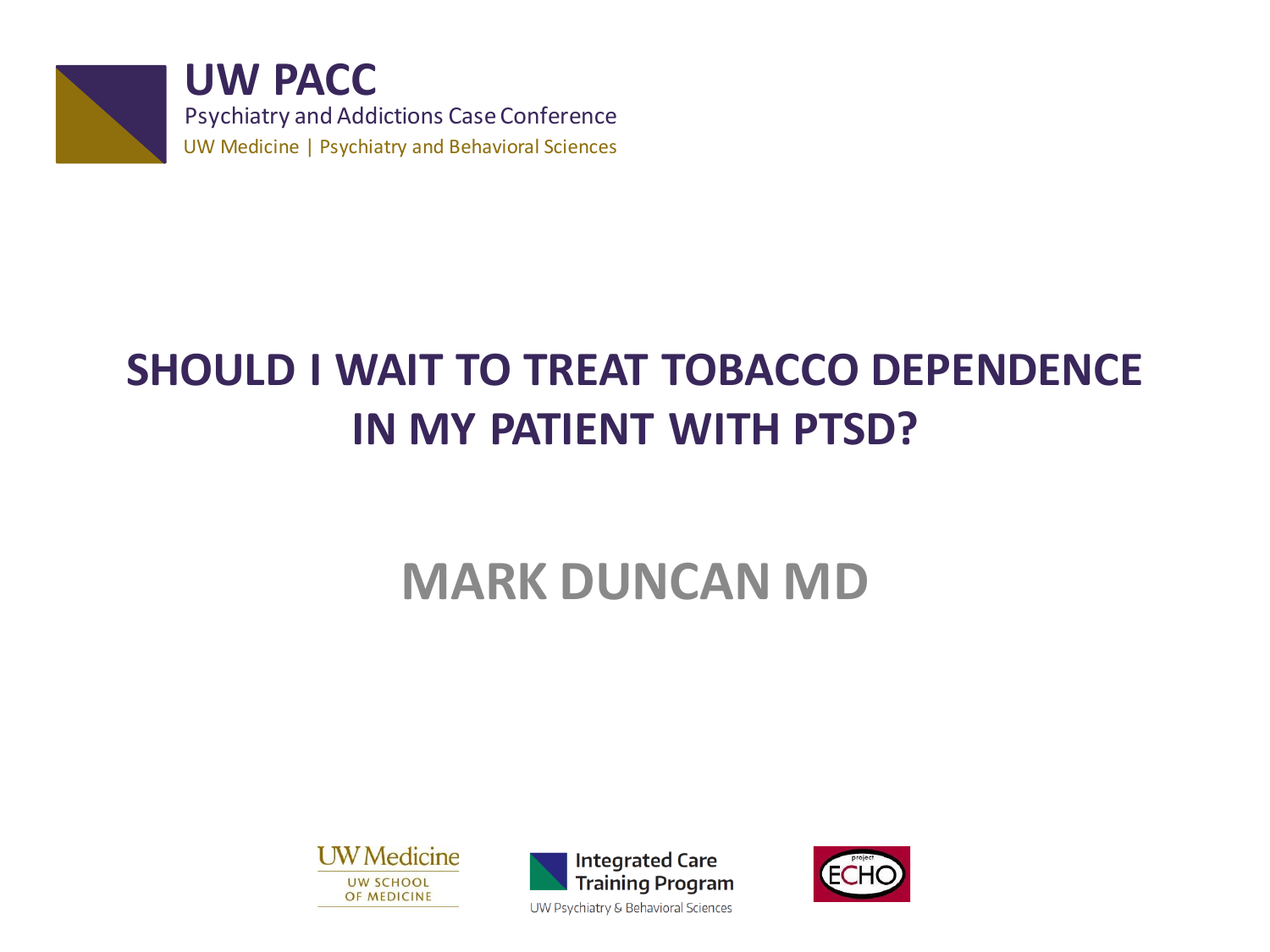**UW PACC**

Psychiatry and Addictions Case Conference

UW Medicine | Psychiatry and Behavioral Sciences

# SHOULD I WAIT TO TREAT TOBACCO DEPENDENCE IN MY PATIENT WITH PTSD?

## MARK DUNCAN MD

UW Medicine UW SCHOOL OF MEDICINE

Integrated Care Training Program

UW Psychiatry & Behavioral Sciences

project ECHO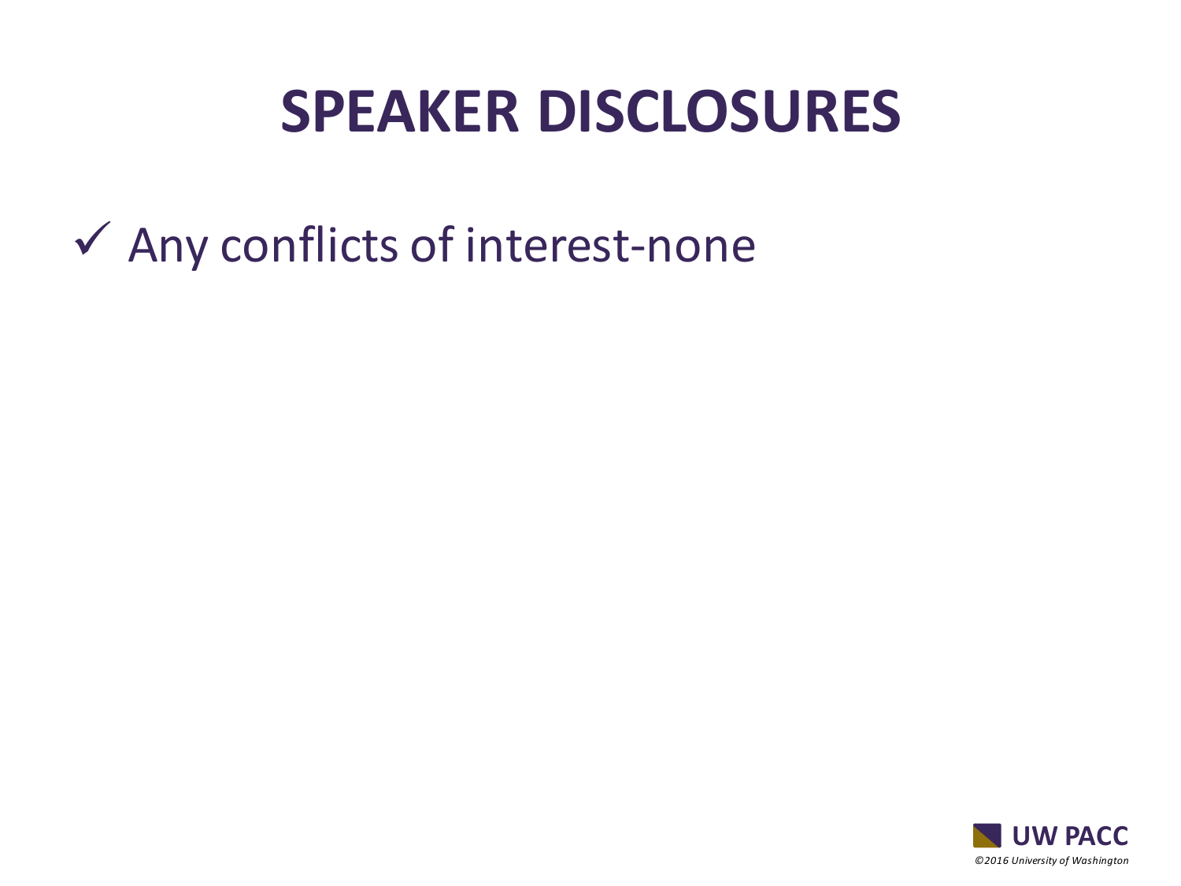# SPEAKER DISCLOSURES

- ✓ Any conflicts of interest-none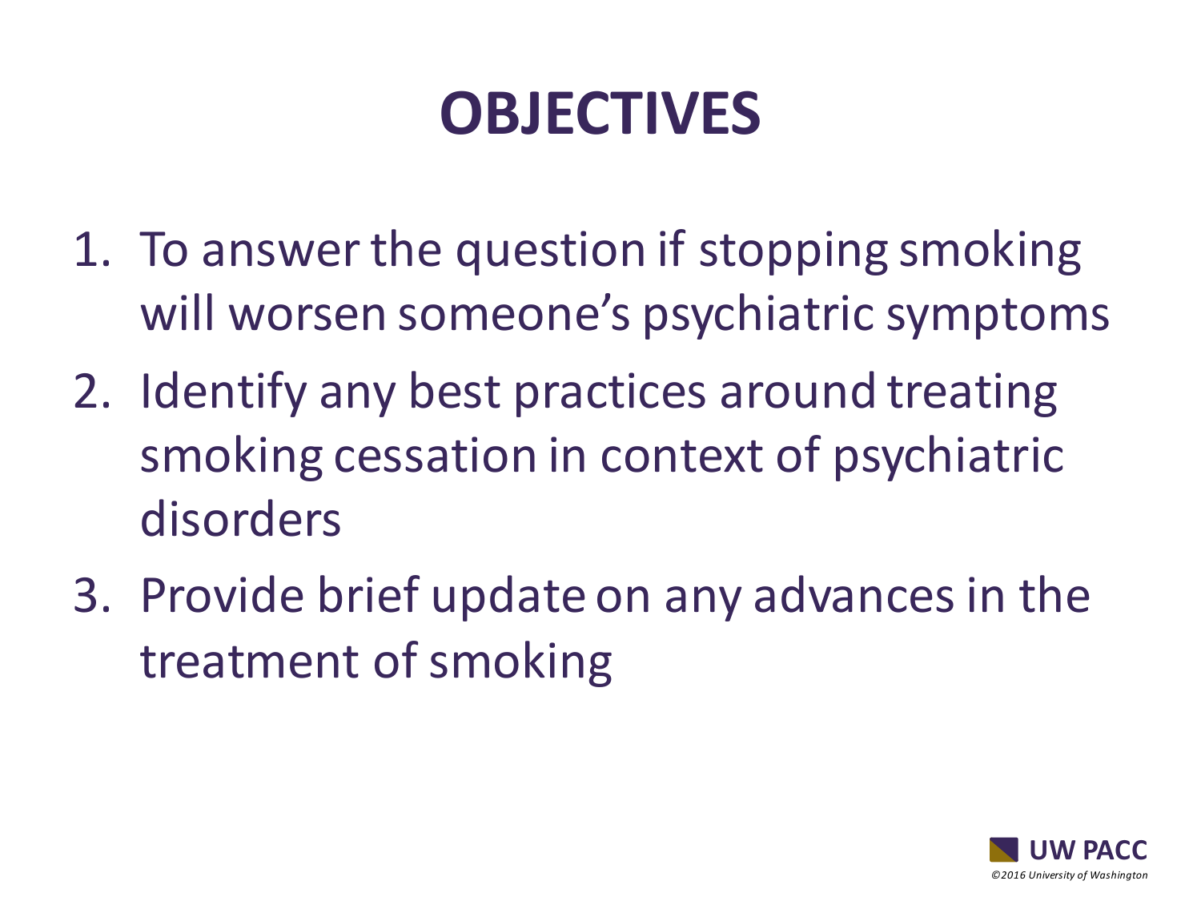# OBJECTIVES

1. To answer the question if stopping smoking will worsen someone's psychiatric symptoms
2. Identify any best practices around treating smoking cessation in context of psychiatric disorders
3. Provide brief update on any advances in the treatment of smoking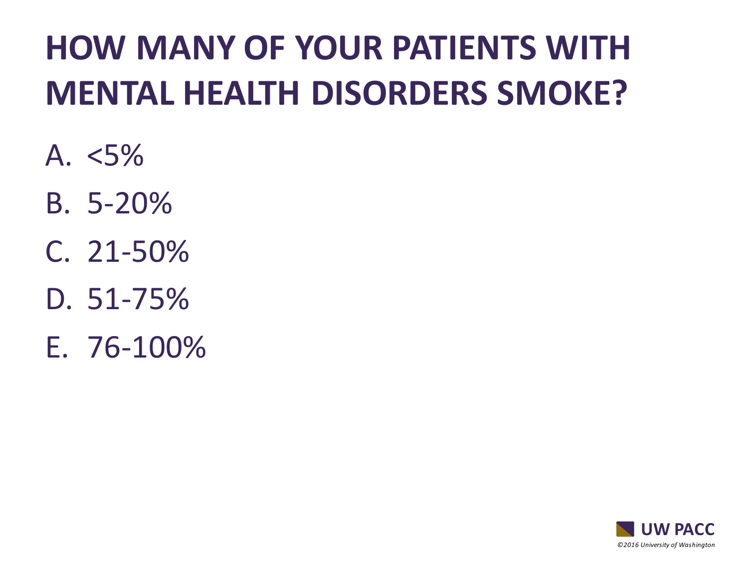# HOW MANY OF YOUR PATIENTS WITH MENTAL HEALTH DISORDERS SMOKE?

A. <5%

B. 5-20%

C. 21-50%

D. 51-75%

E. 76-100%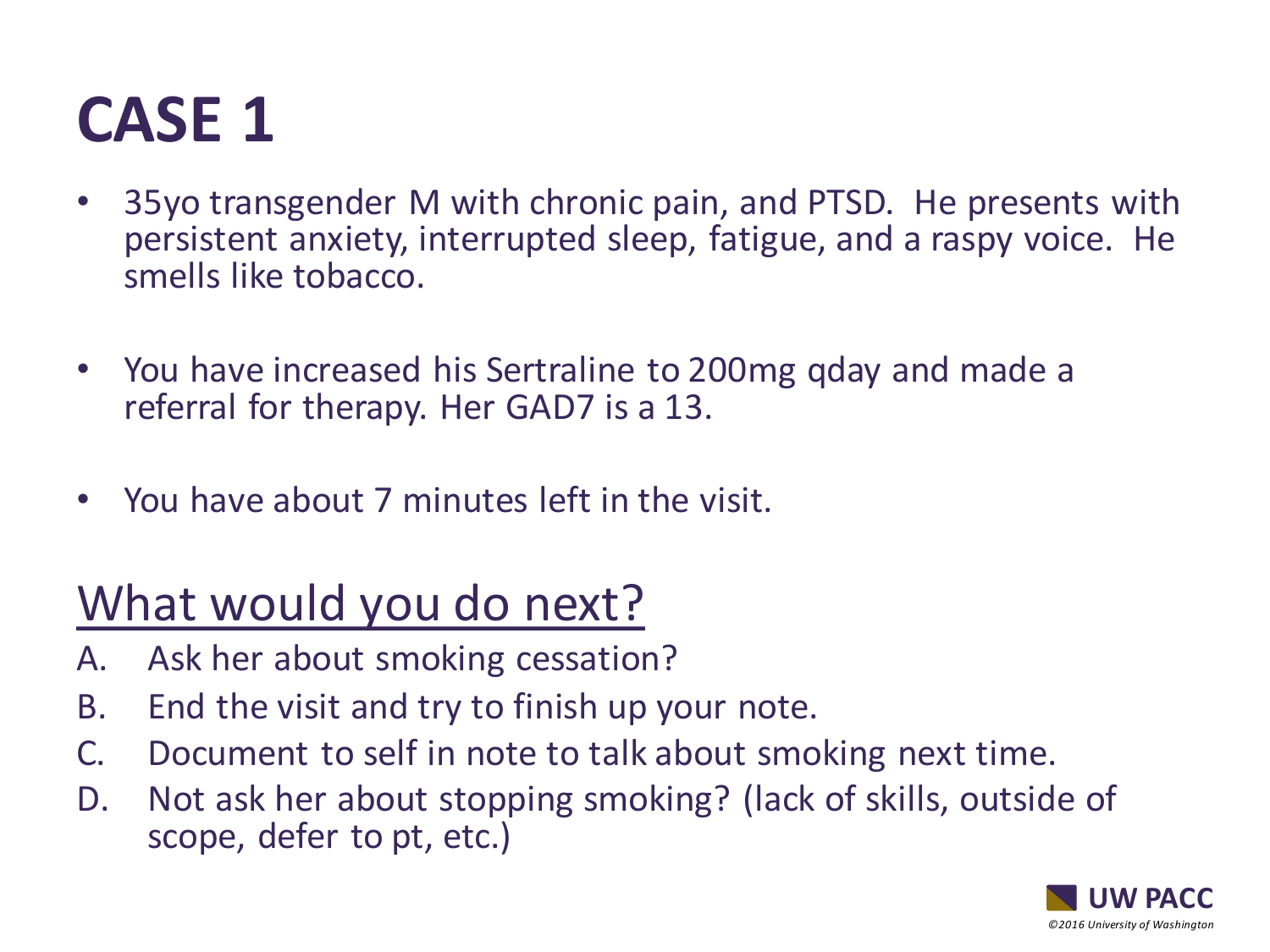# CASE 1

- 35yo transgender M with chronic pain, and PTSD. He presents with persistent anxiety, interrupted sleep, fatigue, and a raspy voice. He smells like tobacco.

- You have increased his Sertraline to 200mg qday and made a referral for therapy. Her GAD7 is a 13.

- You have about 7 minutes left in the visit.

## What would you do next?

A. Ask her about smoking cessation?
B. End the visit and try to finish up your note.
C. Document to self in note to talk about smoking next time.
D. Not ask her about stopping smoking? (lack of skills, outside of scope, defer to pt, etc.)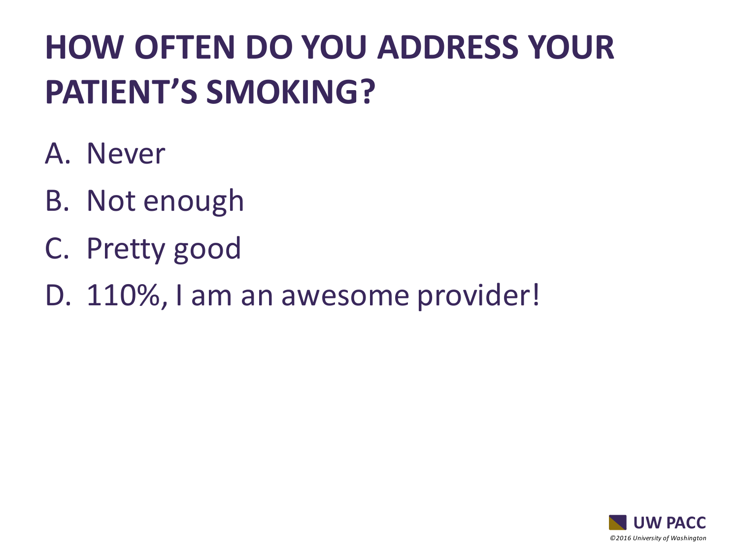# HOW OFTEN DO YOU ADDRESS YOUR PATIENT'S SMOKING?

A. Never

B. Not enough

C. Pretty good

D. 110%, I am an awesome provider!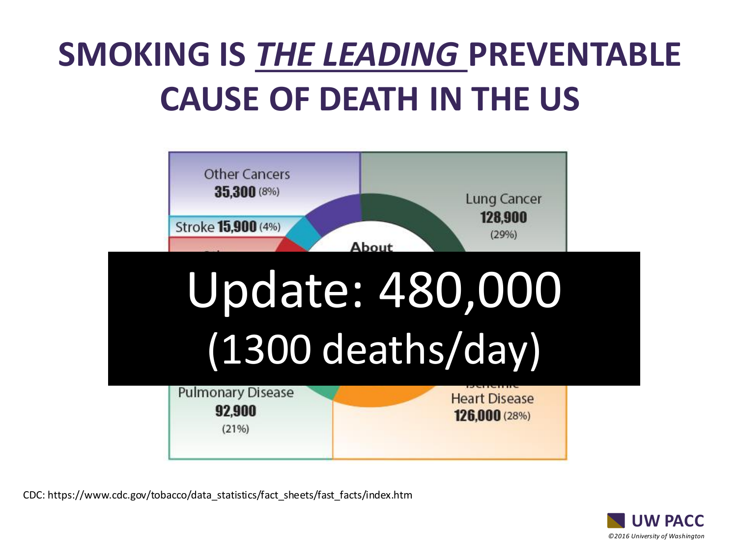# SMOKING IS ***THE LEADING*** PREVENTABLE CAUSE OF DEATH IN THE US

Other Cancers **35,300** (8%)

Stroke **15,900** (4%)

Lung Cancer **128,900** (29%)

About

Update: 480,000

(1300 deaths/day)

Pulmonary Disease **92,900** (21%)

Heart Disease **126,000** (28%)

CDC: https://www.cdc.gov/tobacco/data_statistics/fact_sheets/fast_facts/index.htm

UW PACC

*©2016 University of Washington*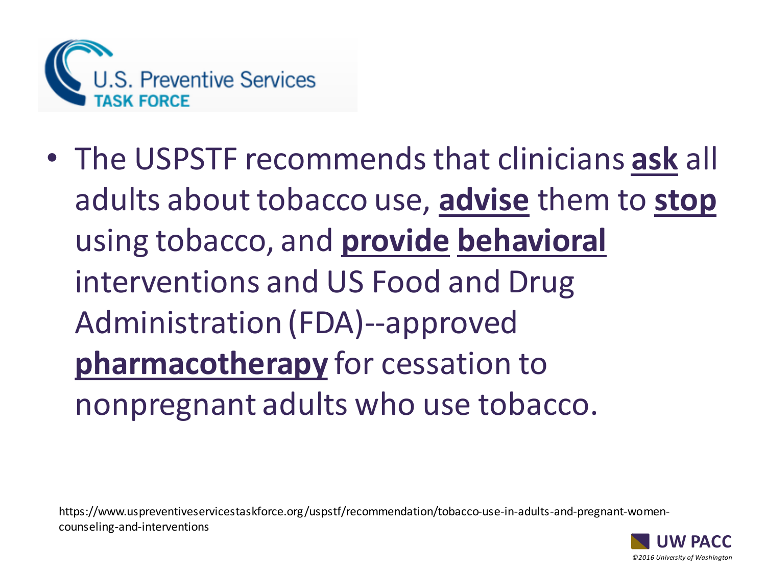U.S. Preventive Services TASK FORCE

- The USPSTF recommends that clinicians **ask** all adults about tobacco use, **advise** them to **stop** using tobacco, and **provide** **behavioral** interventions and US Food and Drug Administration (FDA)--approved **pharmacotherapy** for cessation to nonpregnant adults who use tobacco.

https://www.uspreventiveservicestaskforce.org/uspstf/recommendation/tobacco-use-in-adults-and-pregnant-women-counseling-and-interventions

UW PACC

*©2016 University of Washington*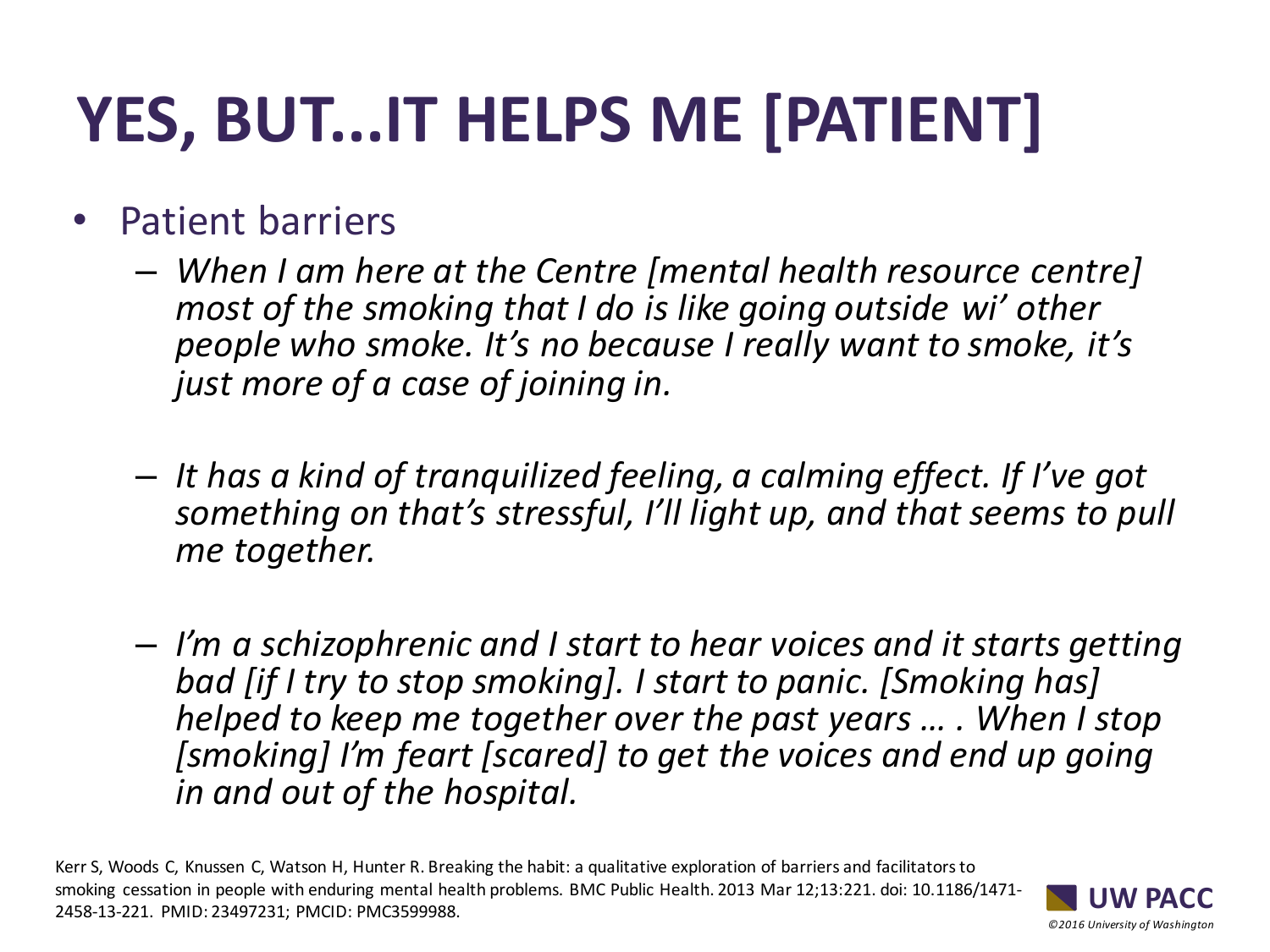# YES, BUT...IT HELPS ME [PATIENT]

- Patient barriers
  - *When I am here at the Centre [mental health resource centre] most of the smoking that I do is like going outside wi' other people who smoke. It's no because I really want to smoke, it's just more of a case of joining in.*
  - *It has a kind of tranquilized feeling, a calming effect. If I've got something on that's stressful, I'll light up, and that seems to pull me together.*
  - *I'm a schizophrenic and I start to hear voices and it starts getting bad [if I try to stop smoking]. I start to panic. [Smoking has] helped to keep me together over the past years … . When I stop [smoking] I'm feart [scared] to get the voices and end up going in and out of the hospital.*

Kerr S, Woods C, Knussen C, Watson H, Hunter R. Breaking the habit: a qualitative exploration of barriers and facilitators to smoking cessation in people with enduring mental health problems. BMC Public Health. 2013 Mar 12;13:221. doi: 10.1186/1471-2458-13-221. PMID: 23497231; PMCID: PMC3599988.

UW PACC

©2016 University of Washington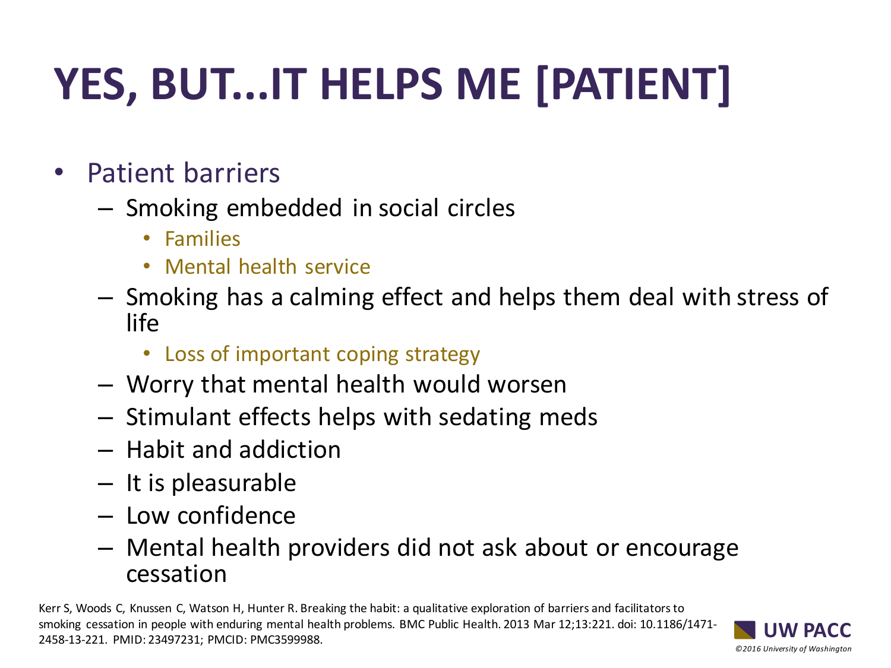# YES, BUT...IT HELPS ME [PATIENT]

- Patient barriers
  - Smoking embedded in social circles
    - Families
    - Mental health service
  - Smoking has a calming effect and helps them deal with stress of life
    - Loss of important coping strategy
  - Worry that mental health would worsen
  - Stimulant effects helps with sedating meds
  - Habit and addiction
  - It is pleasurable
  - Low confidence
  - Mental health providers did not ask about or encourage cessation

Kerr S, Woods C, Knussen C, Watson H, Hunter R. Breaking the habit: a qualitative exploration of barriers and facilitators to smoking cessation in people with enduring mental health problems. BMC Public Health. 2013 Mar 12;13:221. doi: 10.1186/1471-2458-13-221. PMID: 23497231; PMCID: PMC3599988.

UW PACC

*©2016 University of Washington*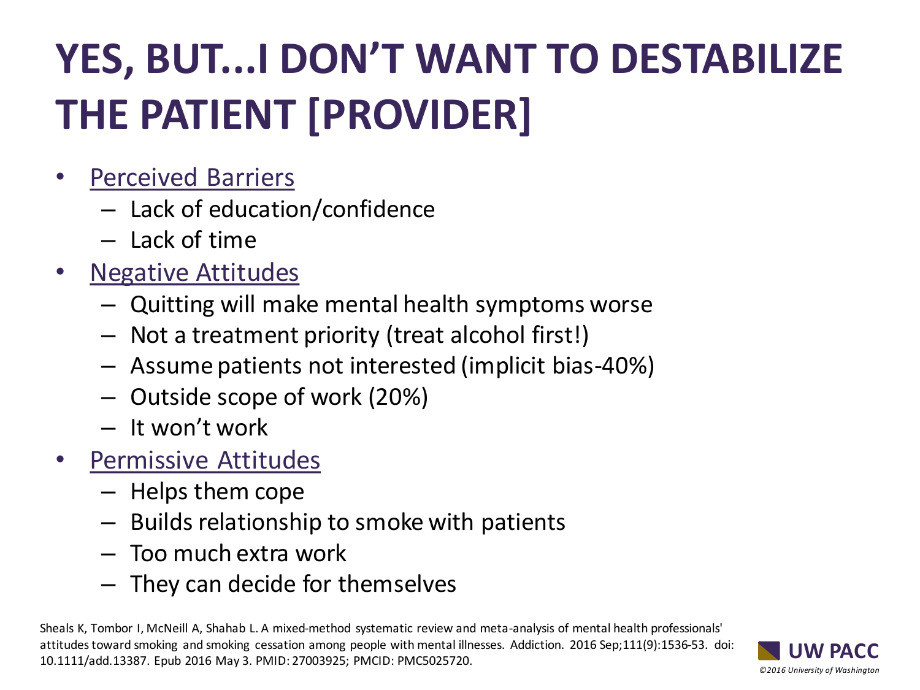# YES, BUT...I DON'T WANT TO DESTABILIZE THE PATIENT [PROVIDER]

- Perceived Barriers
  - Lack of education/confidence
  - Lack of time
- Negative Attitudes
  - Quitting will make mental health symptoms worse
  - Not a treatment priority (treat alcohol first!)
  - Assume patients not interested (implicit bias-40%)
  - Outside scope of work (20%)
  - It won't work
- Permissive Attitudes
  - Helps them cope
  - Builds relationship to smoke with patients
  - Too much extra work
  - They can decide for themselves

Sheals K, Tombor I, McNeill A, Shahab L. A mixed-method systematic review and meta-analysis of mental health professionals' attitudes toward smoking and smoking cessation among people with mental illnesses. Addiction. 2016 Sep;111(9):1536-53. doi: 10.1111/add.13387. Epub 2016 May 3. PMID: 27003925; PMCID: PMC5025720.

UW PACC

©2016 University of Washington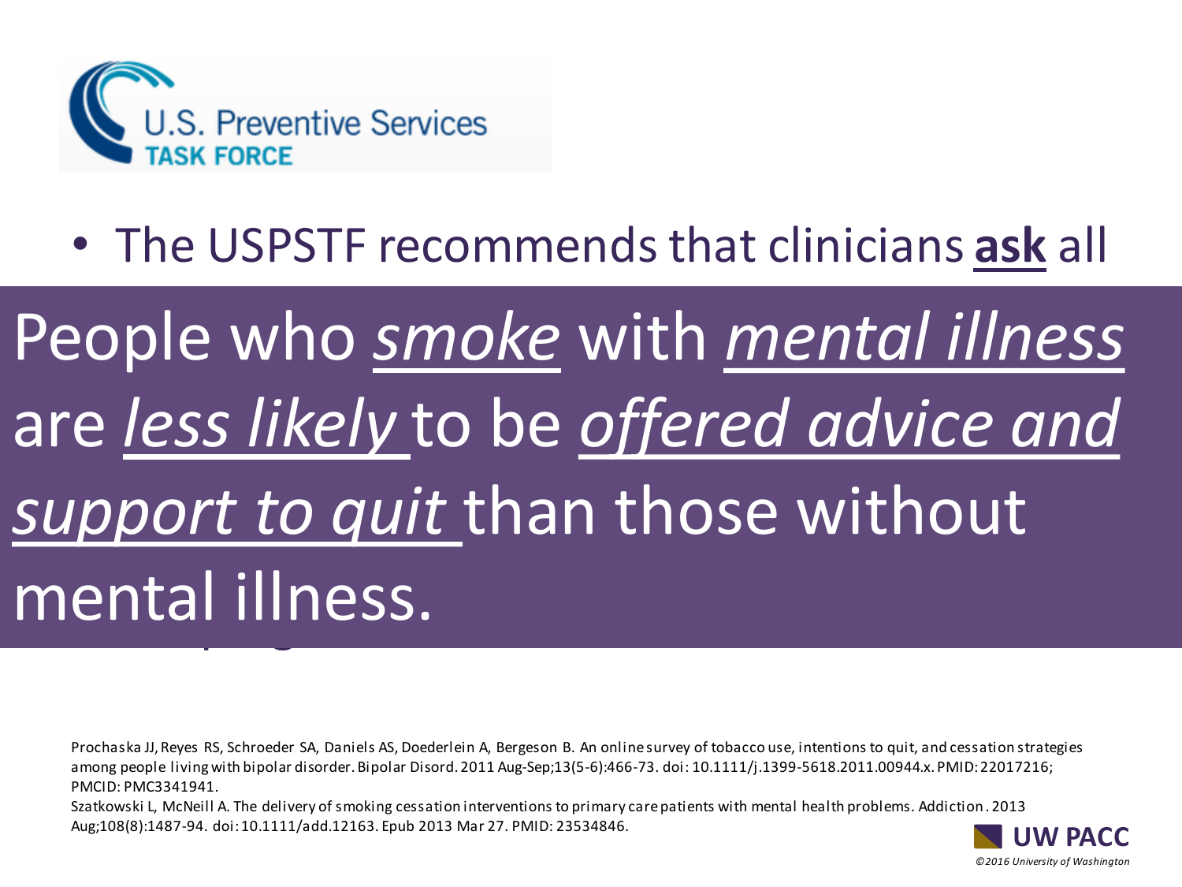U.S. Preventive Services TASK FORCE

- The USPSTF recommends that clinicians **ask** all

People who *smoke* with *mental illness* are *less likely* to be *offered advice and support to quit* than those without mental illness.

Prochaska JJ, Reyes RS, Schroeder SA, Daniels AS, Doederlein A, Bergeson B. An online survey of tobacco use, intentions to quit, and cessation strategies among people living with bipolar disorder. Bipolar Disord. 2011 Aug-Sep;13(5-6):466-73. doi: 10.1111/j.1399-5618.2011.00944.x. PMID: 22017216; PMCID: PMC3341941.

Szatkowski L, McNeill A. The delivery of smoking cessation interventions to primary care patients with mental health problems. Addiction. 2013 Aug;108(8):1487-94. doi: 10.1111/add.12163. Epub 2013 Mar 27. PMID: 23534846.

UW PACC

©2016 University of Washington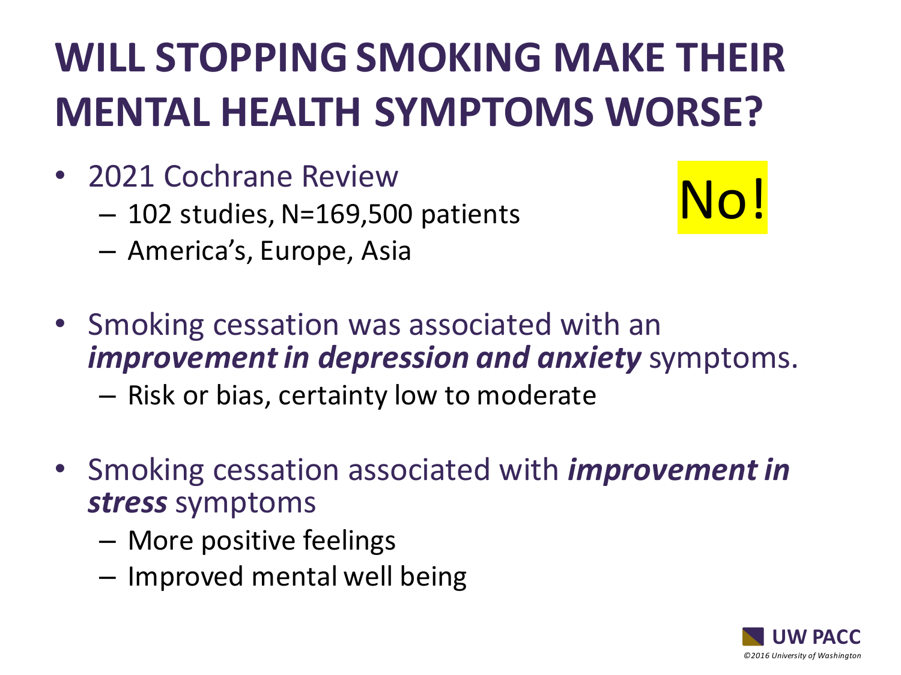# WILL STOPPING SMOKING MAKE THEIR MENTAL HEALTH SYMPTOMS WORSE?

No!

- 2021 Cochrane Review
  - 102 studies, N=169,500 patients
  - America's, Europe, Asia
- Smoking cessation was associated with an ***improvement in depression and anxiety*** symptoms.
  - Risk or bias, certainty low to moderate
- Smoking cessation associated with ***improvement in stress*** symptoms
  - More positive feelings
  - Improved mental well being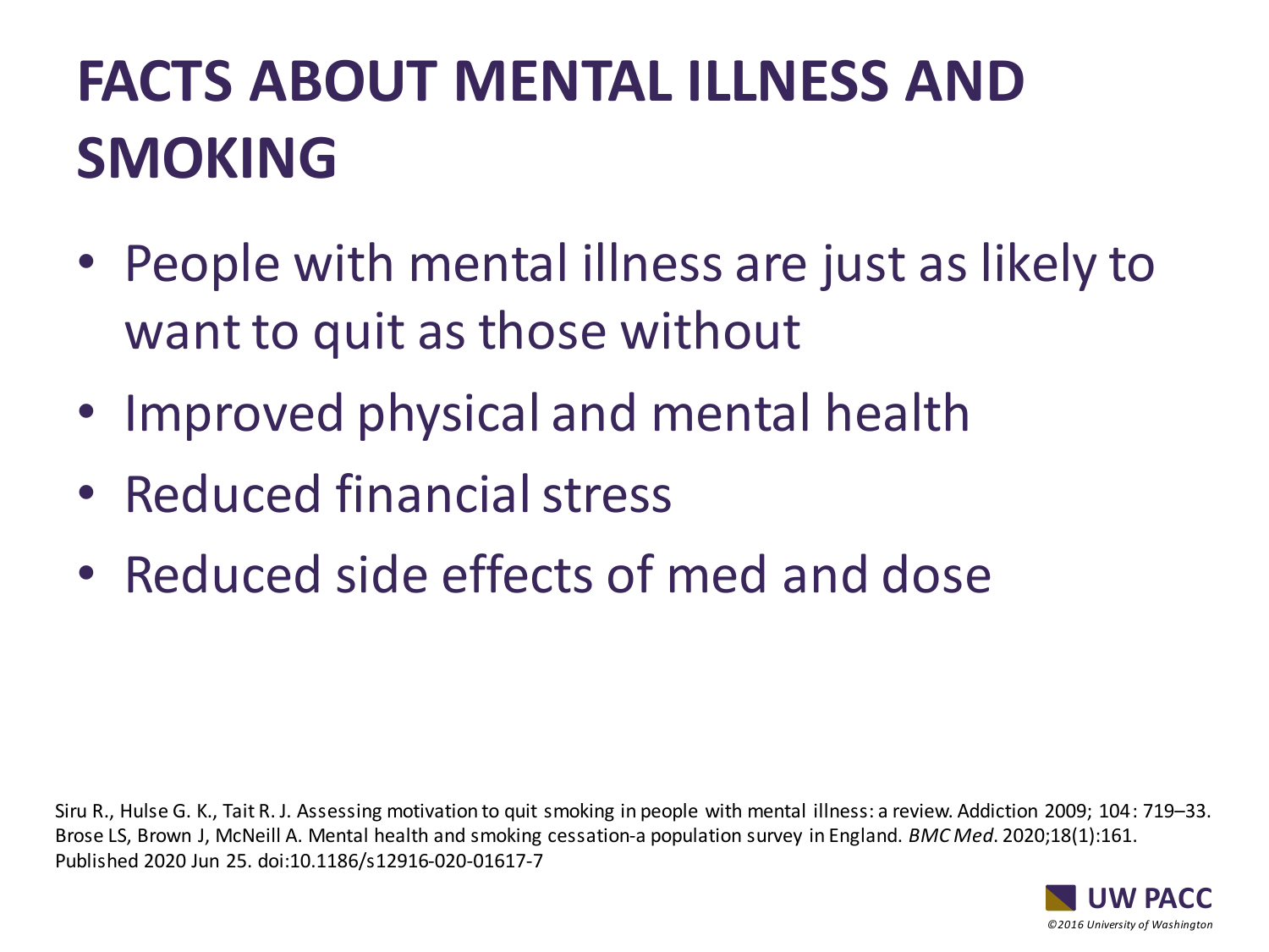# FACTS ABOUT MENTAL ILLNESS AND SMOKING

- People with mental illness are just as likely to want to quit as those without
- Improved physical and mental health
- Reduced financial stress
- Reduced side effects of med and dose

Siru R., Hulse G. K., Tait R. J. Assessing motivation to quit smoking in people with mental illness: a review. Addiction 2009; 104: 719–33.
Brose LS, Brown J, McNeill A. Mental health and smoking cessation-a population survey in England. *BMC Med*. 2020;18(1):161. Published 2020 Jun 25. doi:10.1186/s12916-020-01617-7

UW PACC

*©2016 University of Washington*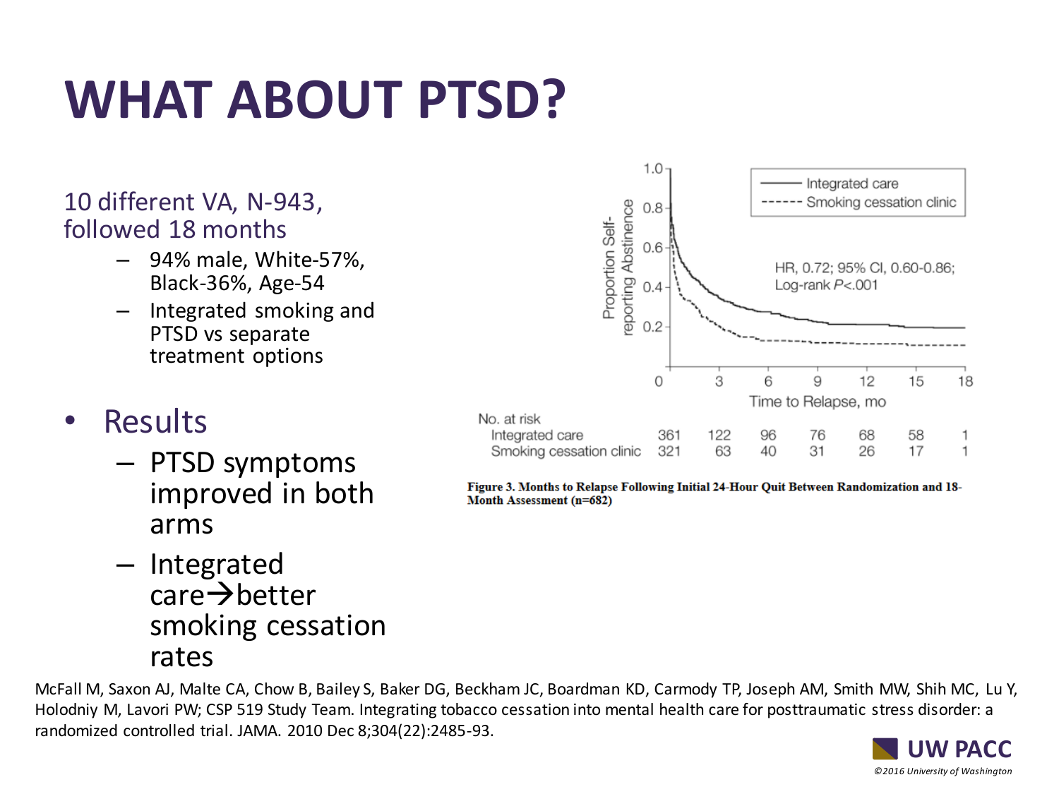# WHAT ABOUT PTSD?

10 different VA, N-943, followed 18 months

- 94% male, White-57%, Black-36%, Age-54
- Integrated smoking and PTSD vs separate treatment options

- Results
  - PTSD symptoms improved in both arms
  - Integrated care→better smoking cessation rates

Figure 3. Months to Relapse Following Initial 24-Hour Quit Between Randomization and 18-Month Assessment (n=682)

HR, 0.72; 95% CI, 0.60-0.86; Log-rank $P<.001$

| No. at risk | 0 | 3 | 6 | 9 | 12 | 15 | 18 |
| --- | --- | --- | --- | --- | --- | --- | --- |
| Integrated care | 361 | 122 | 96 | 76 | 68 | 58 | 1 |
| Smoking cessation clinic | 321 | 63 | 40 | 31 | 26 | 17 | 1 |

McFall M, Saxon AJ, Malte CA, Chow B, Bailey S, Baker DG, Beckham JC, Boardman KD, Carmody TP, Joseph AM, Smith MW, Shih MC, Lu Y, Holodniy M, Lavori PW; CSP 519 Study Team. Integrating tobacco cessation into mental health care for posttraumatic stress disorder: a randomized controlled trial. JAMA. 2010 Dec 8;304(22):2485-93.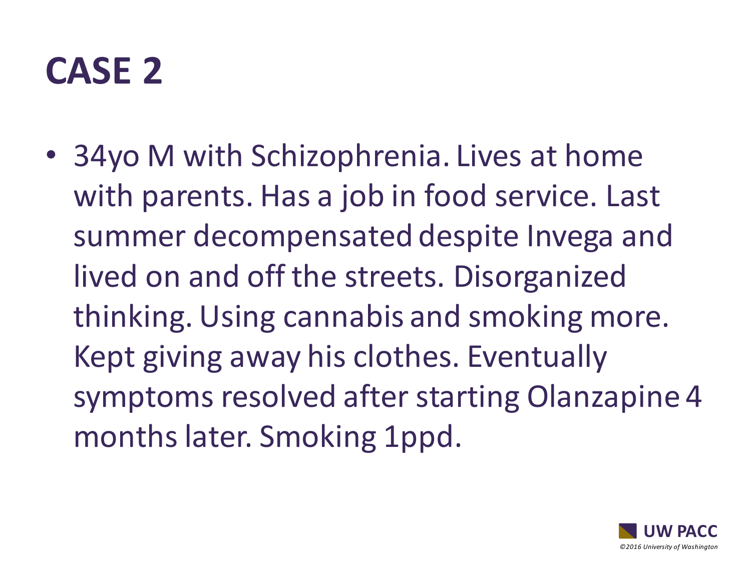# CASE 2

- 34yo M with Schizophrenia. Lives at home with parents. Has a job in food service. Last summer decompensated despite Invega and lived on and off the streets. Disorganized thinking. Using cannabis and smoking more. Kept giving away his clothes. Eventually symptoms resolved after starting Olanzapine 4 months later. Smoking 1ppd.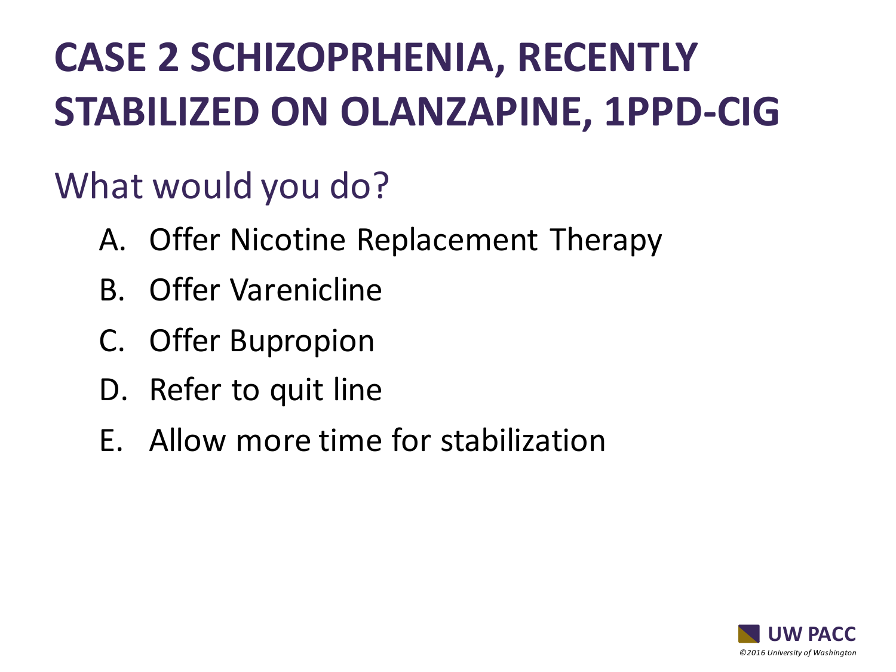# CASE 2 SCHIZOPRHENIA, RECENTLY STABILIZED ON OLANZAPINE, 1PPD-CIG

## What would you do?

A. Offer Nicotine Replacement Therapy

B. Offer Varenicline

C. Offer Bupropion

D. Refer to quit line

E. Allow more time for stabilization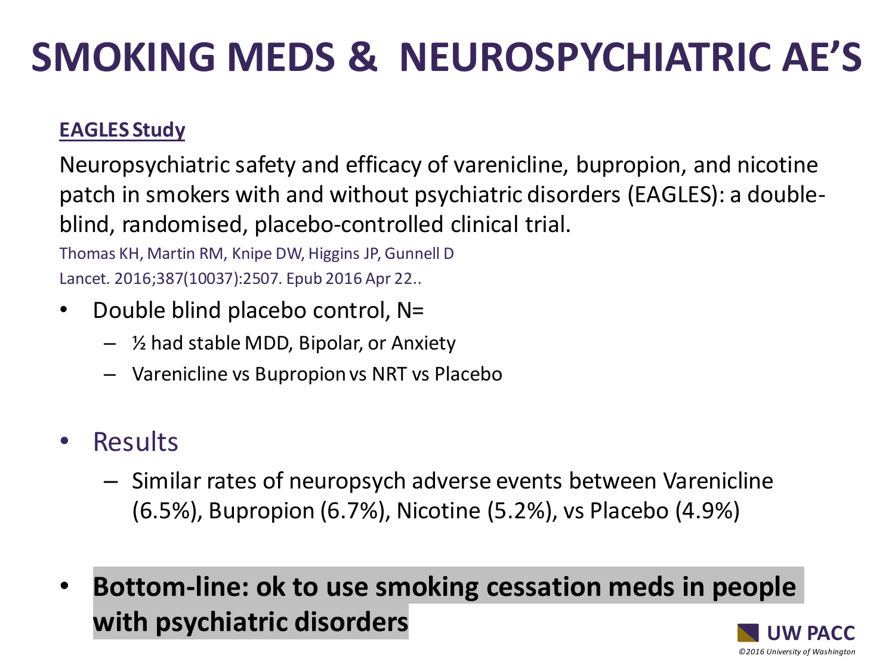# SMOKING MEDS & NEUROSPYCHIATRIC AE'S

**EAGLES Study**

Neuropsychiatric safety and efficacy of varenicline, bupropion, and nicotine patch in smokers with and without psychiatric disorders (EAGLES): a double-blind, randomised, placebo-controlled clinical trial.

Thomas KH, Martin RM, Knipe DW, Higgins JP, Gunnell D

Lancet. 2016;387(10037):2507. Epub 2016 Apr 22..

- Double blind placebo control, N=
  - ½ had stable MDD, Bipolar, or Anxiety
  - Varenicline vs Bupropion vs NRT vs Placebo

- Results
  - Similar rates of neuropsych adverse events between Varenicline (6.5%), Bupropion (6.7%), Nicotine (5.2%), vs Placebo (4.9%)

- **Bottom-line: ok to use smoking cessation meds in people with psychiatric disorders**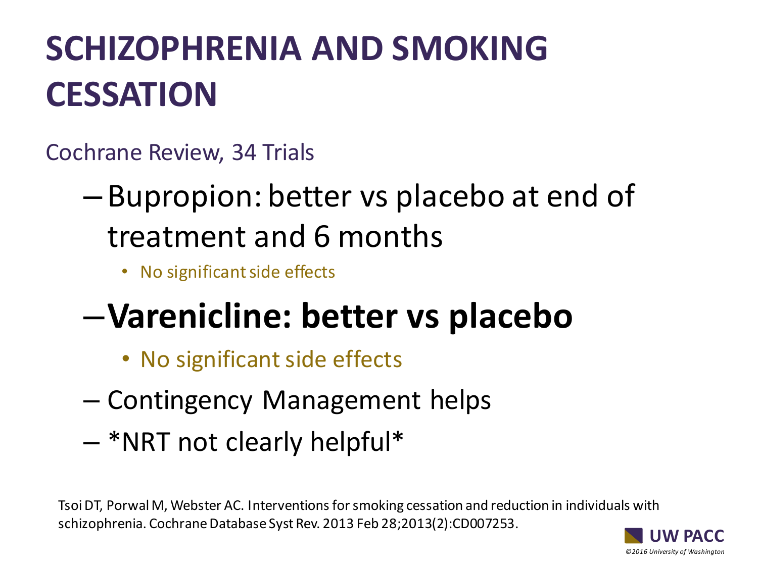# SCHIZOPHRENIA AND SMOKING CESSATION

Cochrane Review, 34 Trials

- Bupropion: better vs placebo at end of treatment and 6 months
  - No significant side effects
- **Varenicline: better vs placebo**
  - No significant side effects
- Contingency Management helps
- *NRT not clearly helpful*

Tsoi DT, Porwal M, Webster AC. Interventions for smoking cessation and reduction in individuals with schizophrenia. Cochrane Database Syst Rev. 2013 Feb 28;2013(2):CD007253.

UW PACC

©2016 University of Washington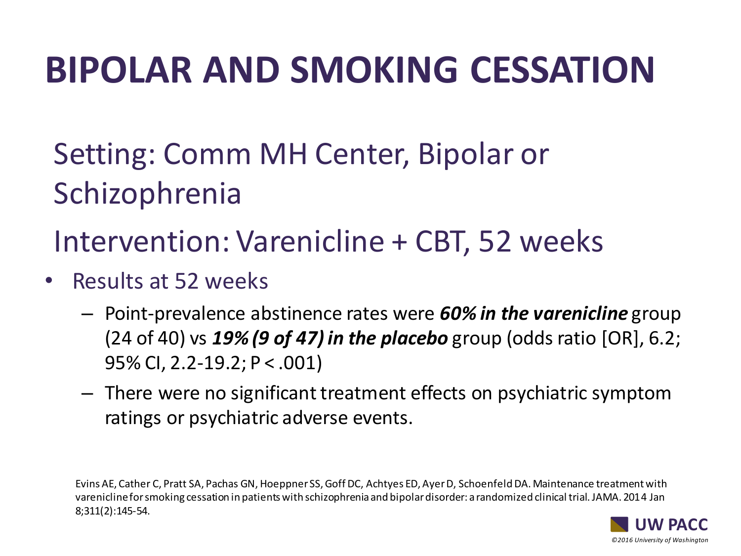# BIPOLAR AND SMOKING CESSATION

Setting: Comm MH Center, Bipolar or Schizophrenia

Intervention: Varenicline + CBT, 52 weeks

- Results at 52 weeks
  - Point-prevalence abstinence rates were ***60% in the varenicline*** group (24 of 40) vs ***19% (9 of 47) in the placebo*** group (odds ratio [OR], 6.2; 95% CI, 2.2-19.2; P < .001)
  - There were no significant treatment effects on psychiatric symptom ratings or psychiatric adverse events.

Evins AE, Cather C, Pratt SA, Pachas GN, Hoeppner SS, Goff DC, Achtyes ED, Ayer D, Schoenfeld DA. Maintenance treatment with varenicline for smoking cessation in patients with schizophrenia and bipolar disorder: a randomized clinical trial. JAMA. 2014 Jan 8;311(2):145-54.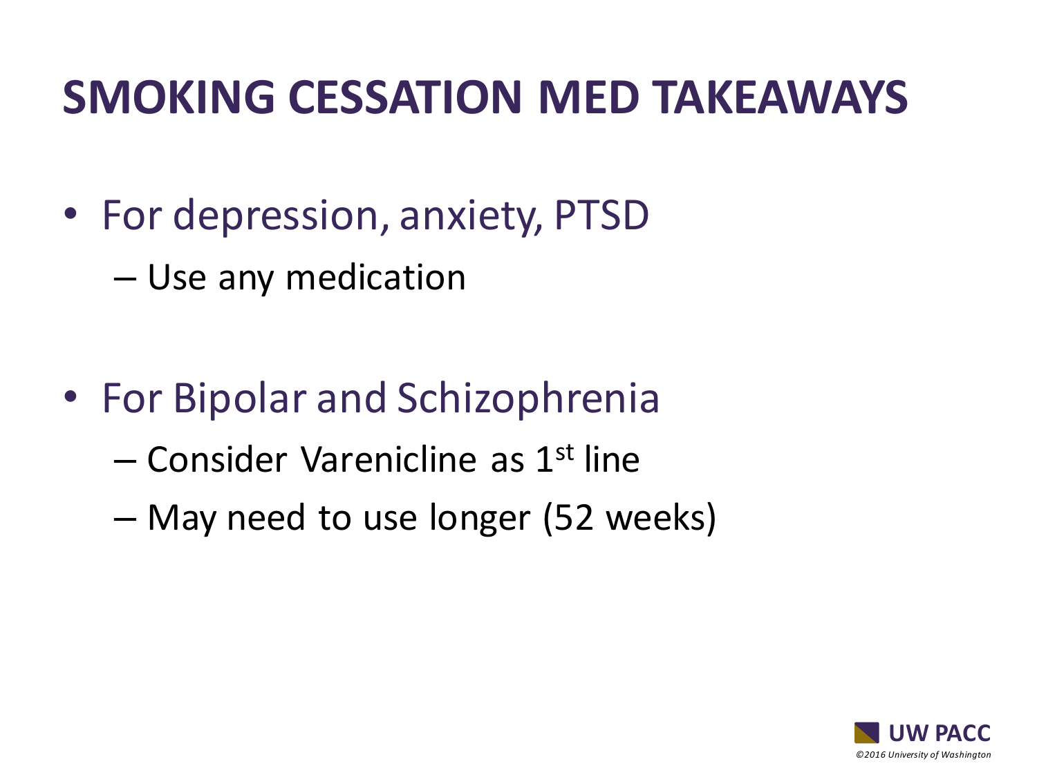# SMOKING CESSATION MED TAKEAWAYS

- For depression, anxiety, PTSD
  - Use any medication
- For Bipolar and Schizophrenia
  - Consider Varenicline as 1st line
  - May need to use longer (52 weeks)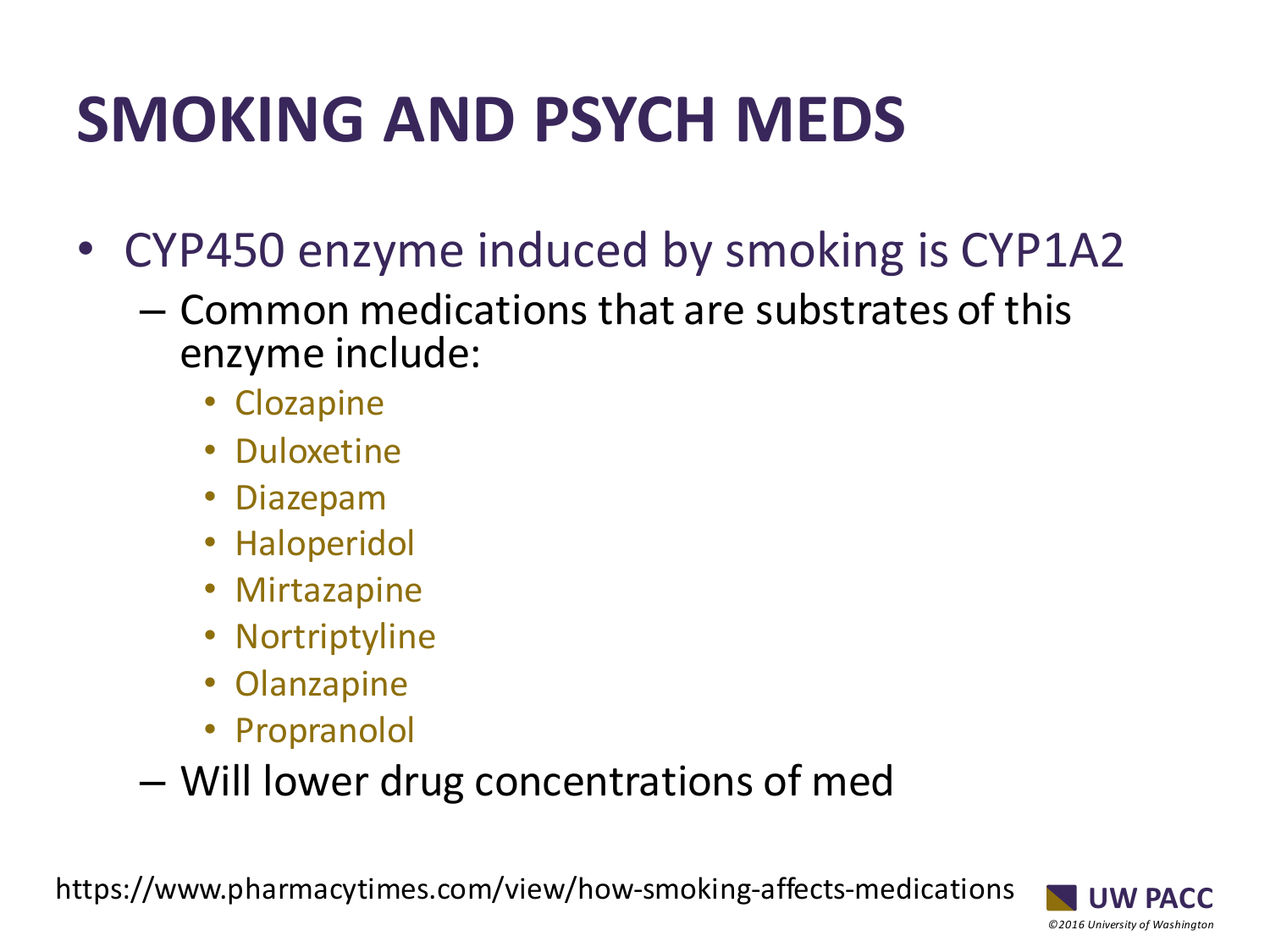# SMOKING AND PSYCH MEDS

- CYP450 enzyme induced by smoking is CYP1A2
  - Common medications that are substrates of this enzyme include:
    - Clozapine
    - Duloxetine
    - Diazepam
    - Haloperidol
    - Mirtazapine
    - Nortriptyline
    - Olanzapine
    - Propranolol
  - Will lower drug concentrations of med

https://www.pharmacytimes.com/view/how-smoking-affects-medications

UW PACC

*©2016 University of Washington*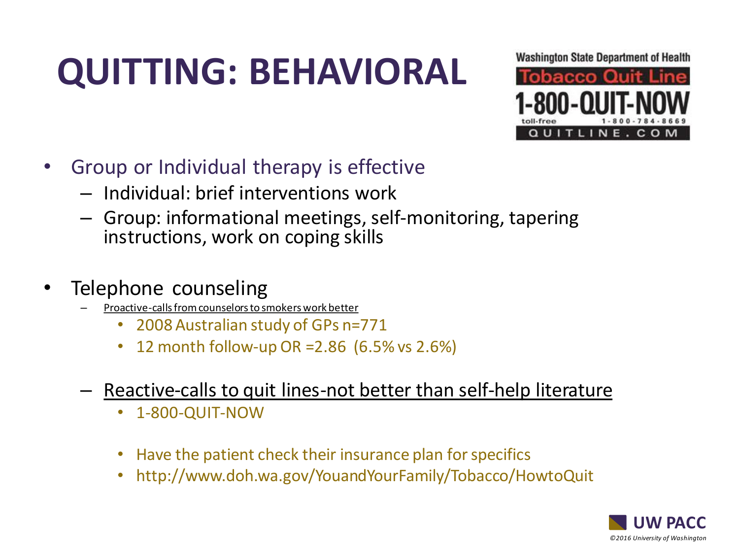# QUITTING: BEHAVIORAL

Washington State Department of Health
Tobacco Quit Line
1-800-QUIT-NOW
toll-free 1-800-784-8669
QUITLINE.COM

- Group or Individual therapy is effective
  - Individual: brief interventions work
  - Group: informational meetings, self-monitoring, tapering instructions, work on coping skills

- Telephone counseling
  - Proactive-calls from counselors to smokers work better
    - 2008 Australian study of GPs n=771
    - 12 month follow-up OR =2.86 (6.5% vs 2.6%)
  - Reactive-calls to quit lines-not better than self-help literature
    - 1-800-QUIT-NOW
    - Have the patient check their insurance plan for specifics
    - http://www.doh.wa.gov/YouandYourFamily/Tobacco/HowtoQuit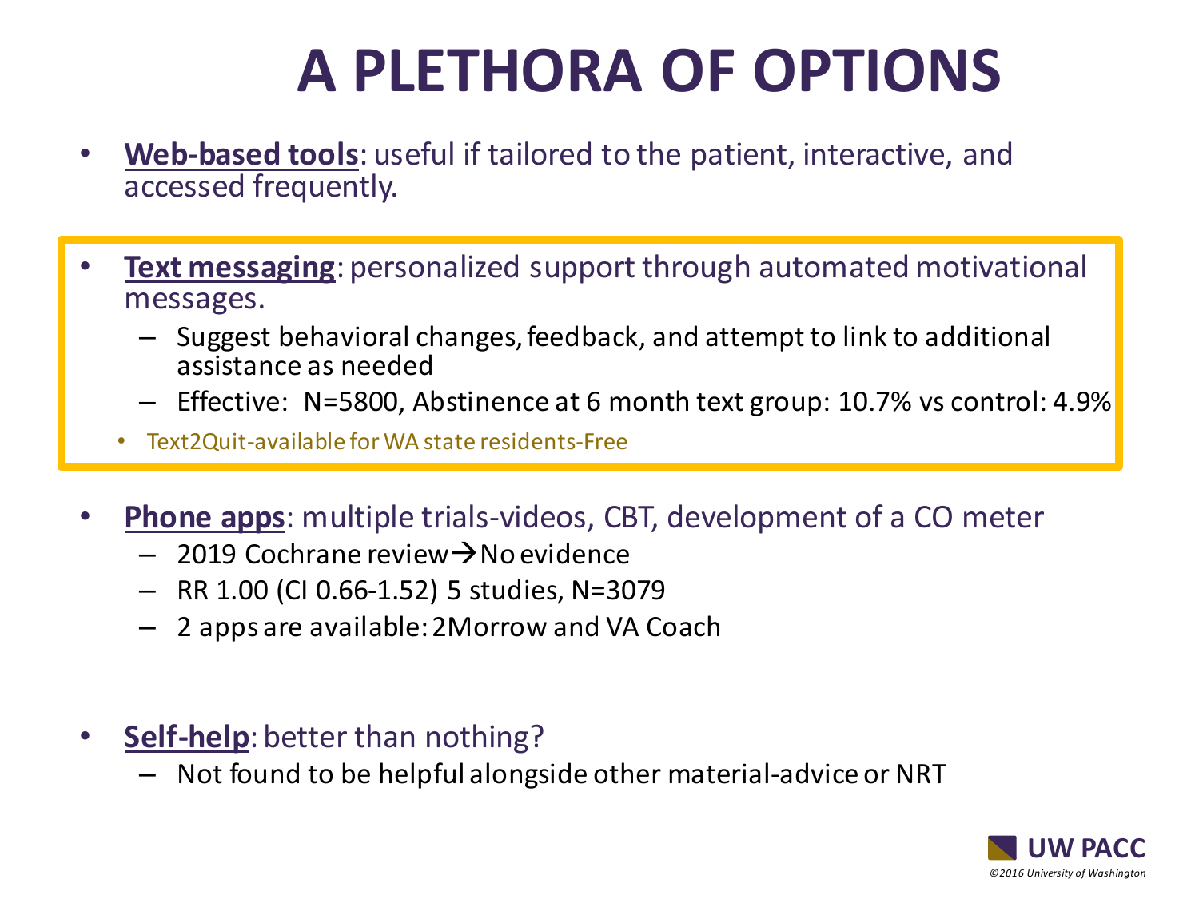# A PLETHORA OF OPTIONS

- **Web-based tools**: useful if tailored to the patient, interactive, and accessed frequently.

- **Text messaging**: personalized support through automated motivational messages.
  - Suggest behavioral changes, feedback, and attempt to link to additional assistance as needed
  - Effective: N=5800, Abstinence at 6 month text group: 10.7% vs control: 4.9%
    - Text2Quit-available for WA state residents-Free

- **Phone apps**: multiple trials-videos, CBT, development of a CO meter
  - 2019 Cochrane review → No evidence
  - RR 1.00 (CI 0.66-1.52) 5 studies, N=3079
  - 2 apps are available: 2Morrow and VA Coach

- **Self-help**: better than nothing?
  - Not found to be helpful alongside other material-advice or NRT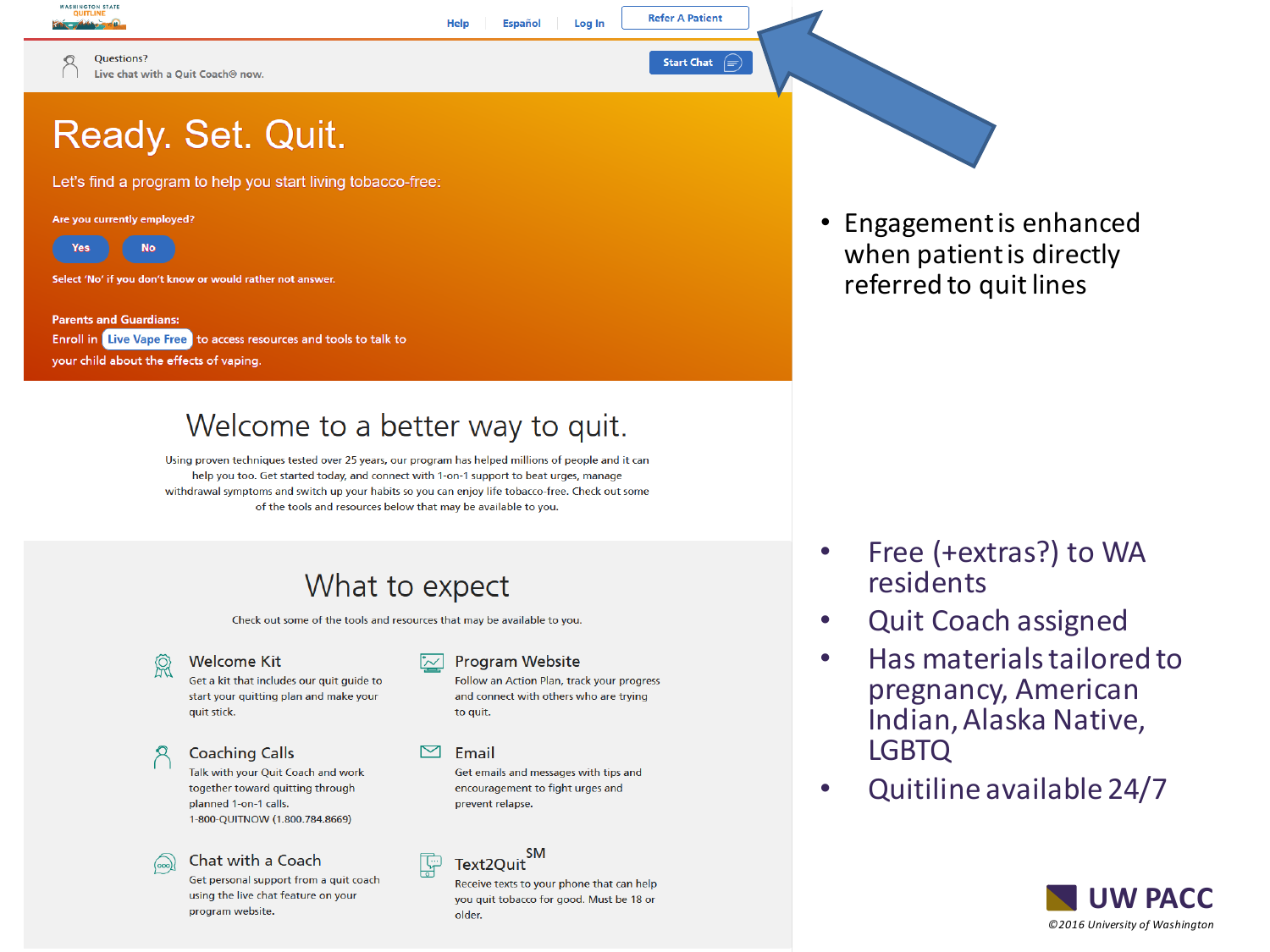WASHINGTON STATE QUITLINE

Help | Español | Log In | Refer A Patient

Questions?
Live chat with a Quit Coach® now.

Start Chat

# Ready. Set. Quit.

Let's find a program to help you start living tobacco-free:

**Are you currently employed?**

Yes | No

Select 'No' if you don't know or would rather not answer.

**Parents and Guardians:**
Enroll in **Live Vape Free** to access resources and tools to talk to your child about the effects of vaping.

## Welcome to a better way to quit.

Using proven techniques tested over 25 years, our program has helped millions of people and it can help you too. Get started today, and connect with 1-on-1 support to beat urges, manage withdrawal symptoms and switch up your habits so you can enjoy life tobacco-free. Check out some of the tools and resources below that may be available to you.

## What to expect

Check out some of the tools and resources that may be available to you.

### Welcome Kit
Get a kit that includes our quit guide to start your quitting plan and make your quit stick.

### Program Website
Follow an Action Plan, track your progress and connect with others who are trying to quit.

### Coaching Calls
Talk with your Quit Coach and work together toward quitting through planned 1-on-1 calls.
1-800-QUITNOW (1.800.784.8669)

### Email
Get emails and messages with tips and encouragement to fight urges and prevent relapse.

### Chat with a Coach
Get personal support from a quit coach using the live chat feature on your program website.

### Text2Quit[SM]
Receive texts to your phone that can help you quit tobacco for good. Must be 18 or older.

- Engagement is enhanced when patient is directly referred to quit lines

- Free (+extras?) to WA residents
- Quit Coach assigned
- Has materials tailored to pregnancy, American Indian, Alaska Native, LGBTQ
- Quitiline available 24/7

UW PACC
©2016 University of Washington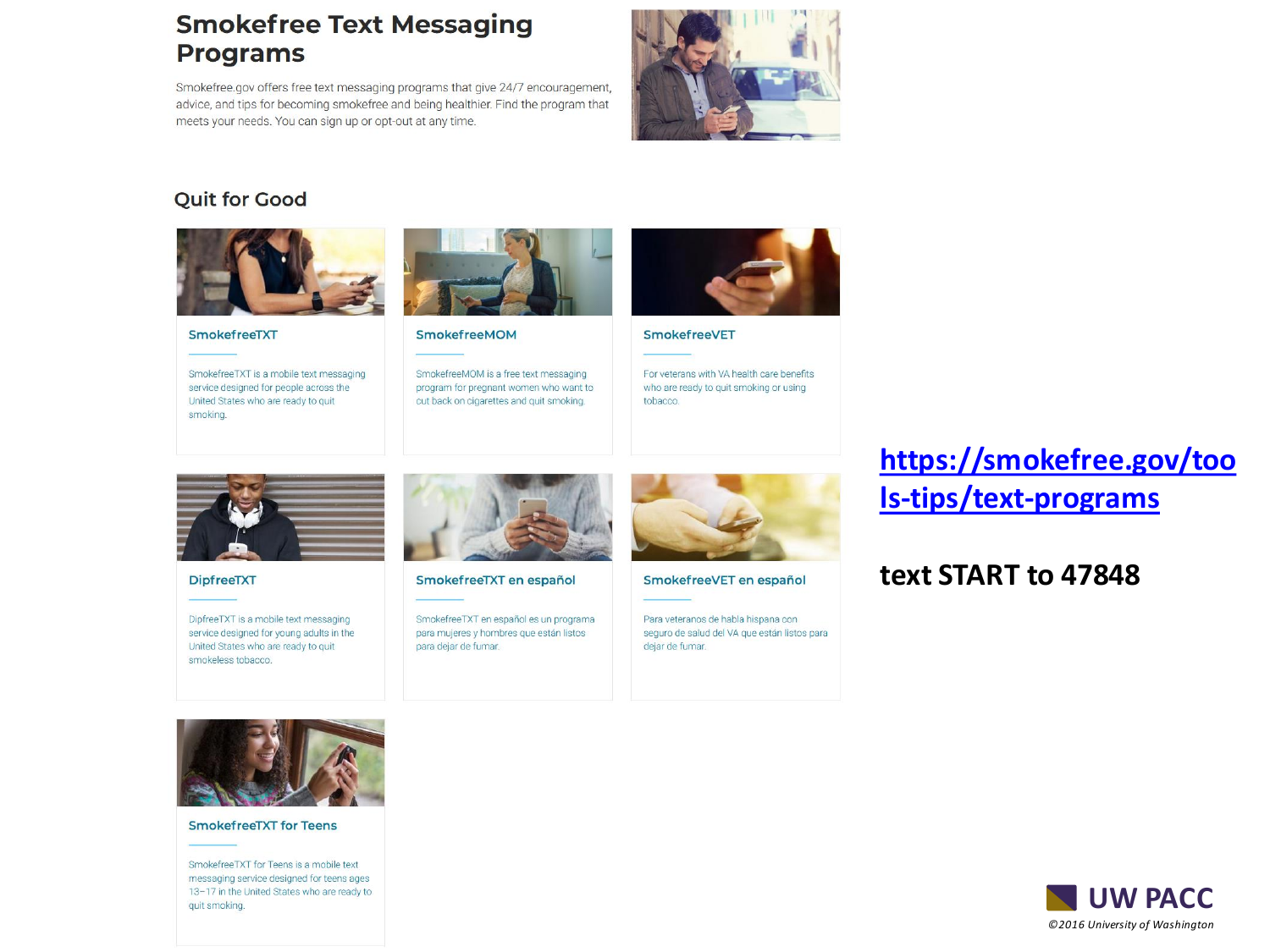# Smokefree Text Messaging Programs

Smokefree.gov offers free text messaging programs that give 24/7 encouragement, advice, and tips for becoming smokefree and being healthier. Find the program that meets your needs. You can sign up or opt-out at any time.

## Quit for Good

### SmokefreeTXT

SmokefreeTXT is a mobile text messaging service designed for people across the United States who are ready to quit smoking.

### SmokefreeMOM

SmokefreeMOM is a free text messaging program for pregnant women who want to cut back on cigarettes and quit smoking.

### SmokefreeVET

For veterans with VA health care benefits who are ready to quit smoking or using tobacco.

### DipfreeTXT

DipfreeTXT is a mobile text messaging service designed for young adults in the United States who are ready to quit smokeless tobacco.

### SmokefreeTXT en español

SmokefreeTXT en español es un programa para mujeres y hombres que están listos para dejar de fumar.

### SmokefreeVET en español

Para veteranos de habla hispana con seguro de salud del VA que están listos para dejar de fumar.

### SmokefreeTXT for Teens

SmokefreeTXT for Teens is a mobile text messaging service designed for teens ages 13–17 in the United States who are ready to quit smoking.

https://smokefree.gov/tools-tips/text-programs

**text START to 47848**

UW PACC

*©2016 University of Washington*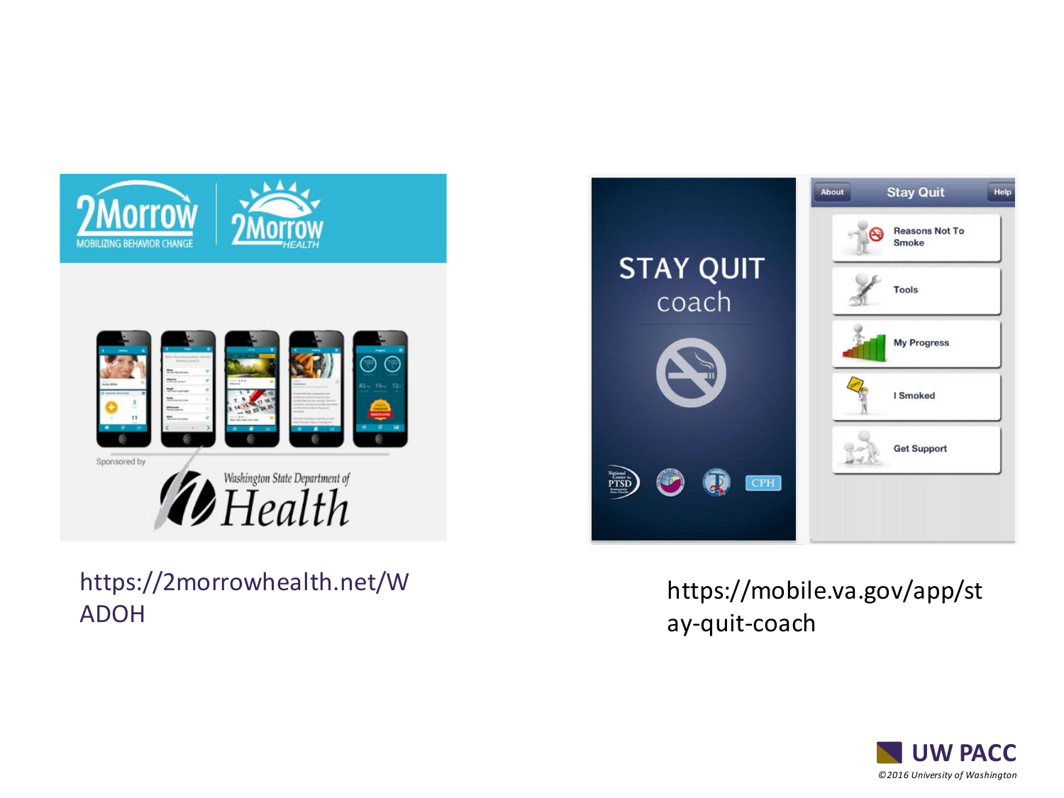https://2morrowhealth.net/WADOH

https://mobile.va.gov/app/stay-quit-coach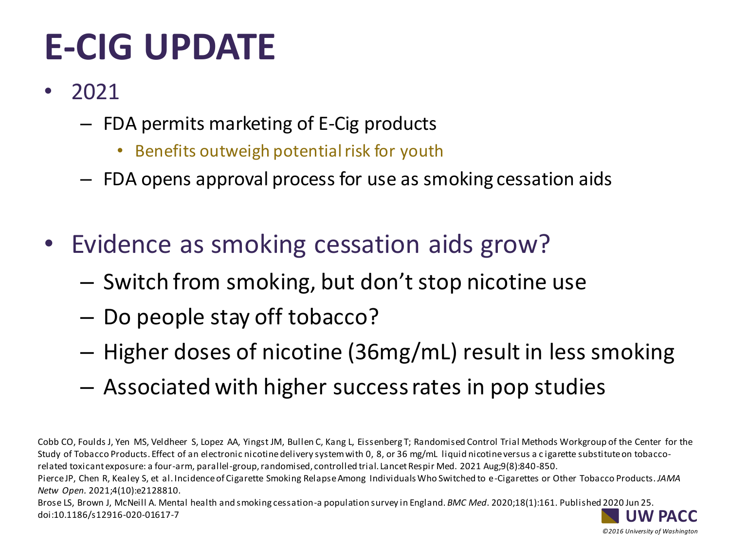# E-CIG UPDATE

- 2021
  - FDA permits marketing of E-Cig products
    - Benefits outweigh potential risk for youth
  - FDA opens approval process for use as smoking cessation aids

- Evidence as smoking cessation aids grow?
  - Switch from smoking, but don't stop nicotine use
  - Do people stay off tobacco?
  - Higher doses of nicotine (36mg/mL) result in less smoking
  - Associated with higher success rates in pop studies

Cobb CO, Foulds J, Yen MS, Veldheer S, Lopez AA, Yingst JM, Bullen C, Kang L, Eissenberg T; Randomised Control Trial Methods Workgroup of the Center for the Study of Tobacco Products. Effect of an electronic nicotine delivery system with 0, 8, or 36 mg/mL liquid nicotine versus a cigarette substitute on tobacco-related toxicant exposure: a four-arm, parallel-group, randomised, controlled trial. Lancet Respir Med. 2021 Aug;9(8):840-850.

Pierce JP, Chen R, Kealey S, et al. Incidence of Cigarette Smoking Relapse Among Individuals Who Switched to e-Cigarettes or Other Tobacco Products. *JAMA Netw Open.* 2021;4(10):e2128810.

Brose LS, Brown J, McNeill A. Mental health and smoking cessation-a population survey in England. *BMC Med*. 2020;18(1):161. Published 2020 Jun 25. doi:10.1186/s12916-020-01617-7

UW PACC

*©2016 University of Washington*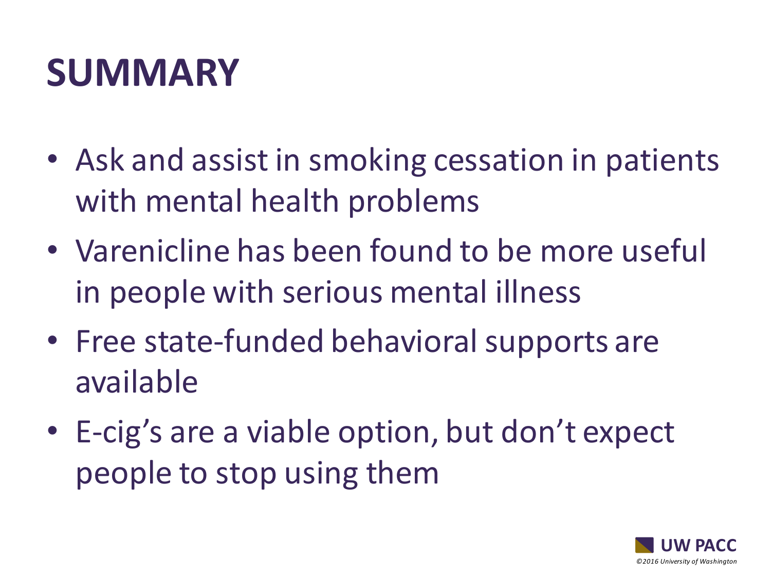# SUMMARY

- Ask and assist in smoking cessation in patients with mental health problems
- Varenicline has been found to be more useful in people with serious mental illness
- Free state-funded behavioral supports are available
- E-cig's are a viable option, but don't expect people to stop using them